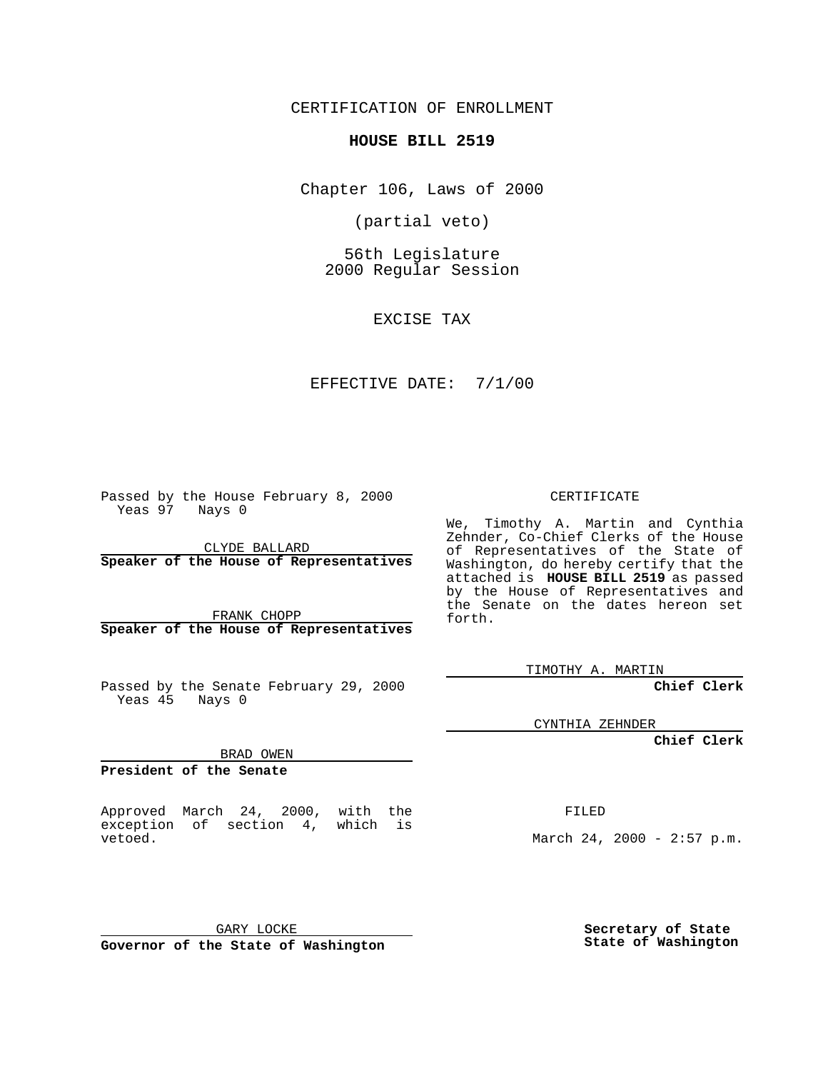CERTIFICATION OF ENROLLMENT

# HOUSE BILL 2519

Chapter 106, Laws of 2000

(partial veto)

56th Legislature
2000 Regular Session

EXCISE TAX

EFFECTIVE DATE: 7/1/00

Passed by the House February 8, 2000
Yeas 97 Nays 0

CLYDE BALLARD
**Speaker of the House of Representatives**

FRANK CHOPP
**Speaker of the House of Representatives**

Passed by the Senate February 29, 2000
Yeas 45 Nays 0

BRAD OWEN
**President of the Senate**

Approved March 24, 2000, with the exception of section 4, which is vetoed.

GARY LOCKE
**Governor of the State of Washington**

CERTIFICATE

We, Timothy A. Martin and Cynthia Zehnder, Co-Chief Clerks of the House of Representatives of the State of Washington, do hereby certify that the attached is **HOUSE BILL 2519** as passed by the House of Representatives and the Senate on the dates hereon set forth.

TIMOTHY A. MARTIN
**Chief Clerk**

CYNTHIA ZEHNDER
**Chief Clerk**

FILED

March 24, 2000 - 2:57 p.m.

**Secretary of State**
**State of Washington**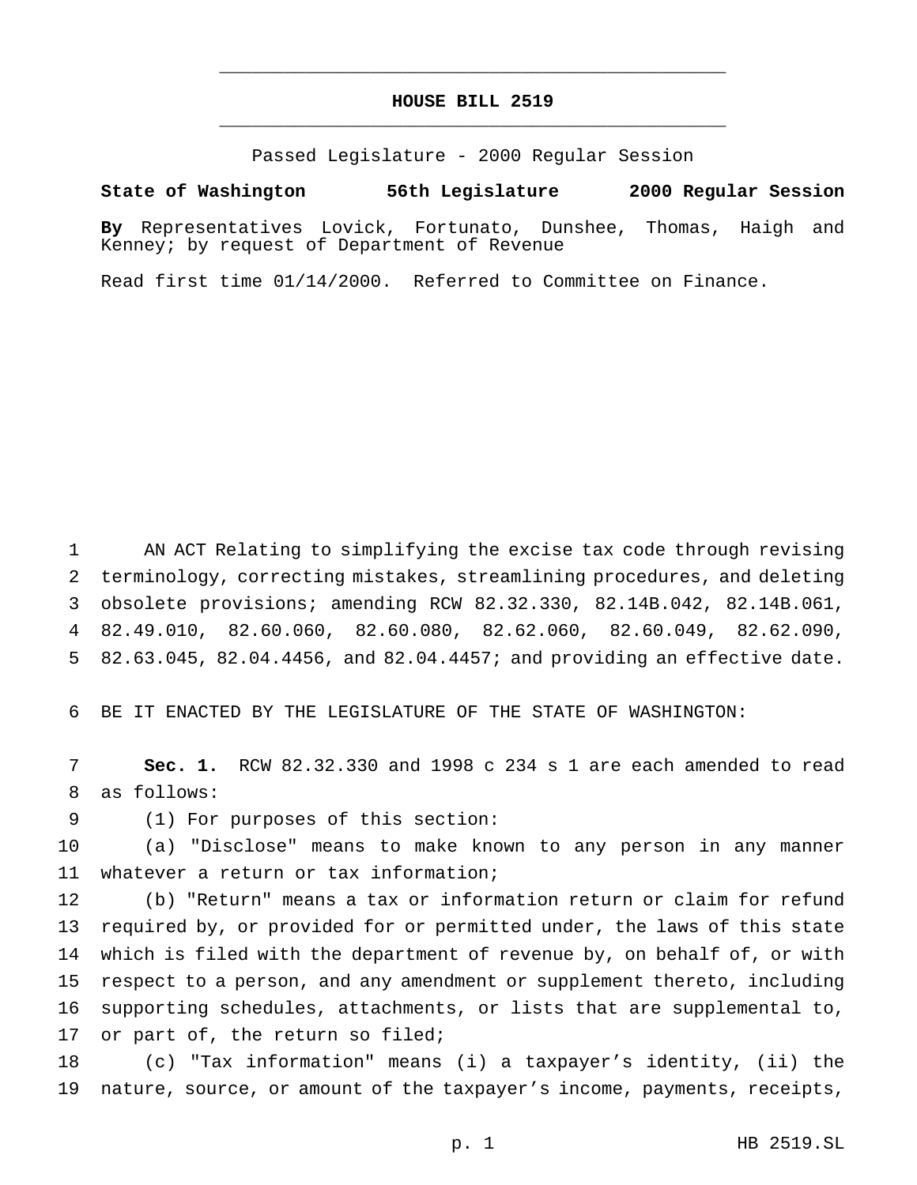# HOUSE BILL 2519

Passed Legislature - 2000 Regular Session

**State of Washington 56th Legislature 2000 Regular Session**

**By** Representatives Lovick, Fortunato, Dunshee, Thomas, Haigh and Kenney; by request of Department of Revenue

Read first time 01/14/2000. Referred to Committee on Finance.

AN ACT Relating to simplifying the excise tax code through revising terminology, correcting mistakes, streamlining procedures, and deleting obsolete provisions; amending RCW 82.32.330, 82.14B.042, 82.14B.061, 82.49.010, 82.60.060, 82.60.080, 82.62.060, 82.60.049, 82.62.090, 82.63.045, 82.04.4456, and 82.04.4457; and providing an effective date.

BE IT ENACTED BY THE LEGISLATURE OF THE STATE OF WASHINGTON:

**Sec. 1.** RCW 82.32.330 and 1998 c 234 s 1 are each amended to read as follows:

(1) For purposes of this section:

(a) "Disclose" means to make known to any person in any manner whatever a return or tax information;

(b) "Return" means a tax or information return or claim for refund required by, or provided for or permitted under, the laws of this state which is filed with the department of revenue by, on behalf of, or with respect to a person, and any amendment or supplement thereto, including supporting schedules, attachments, or lists that are supplemental to, or part of, the return so filed;

(c) "Tax information" means (i) a taxpayer's identity, (ii) the nature, source, or amount of the taxpayer's income, payments, receipts,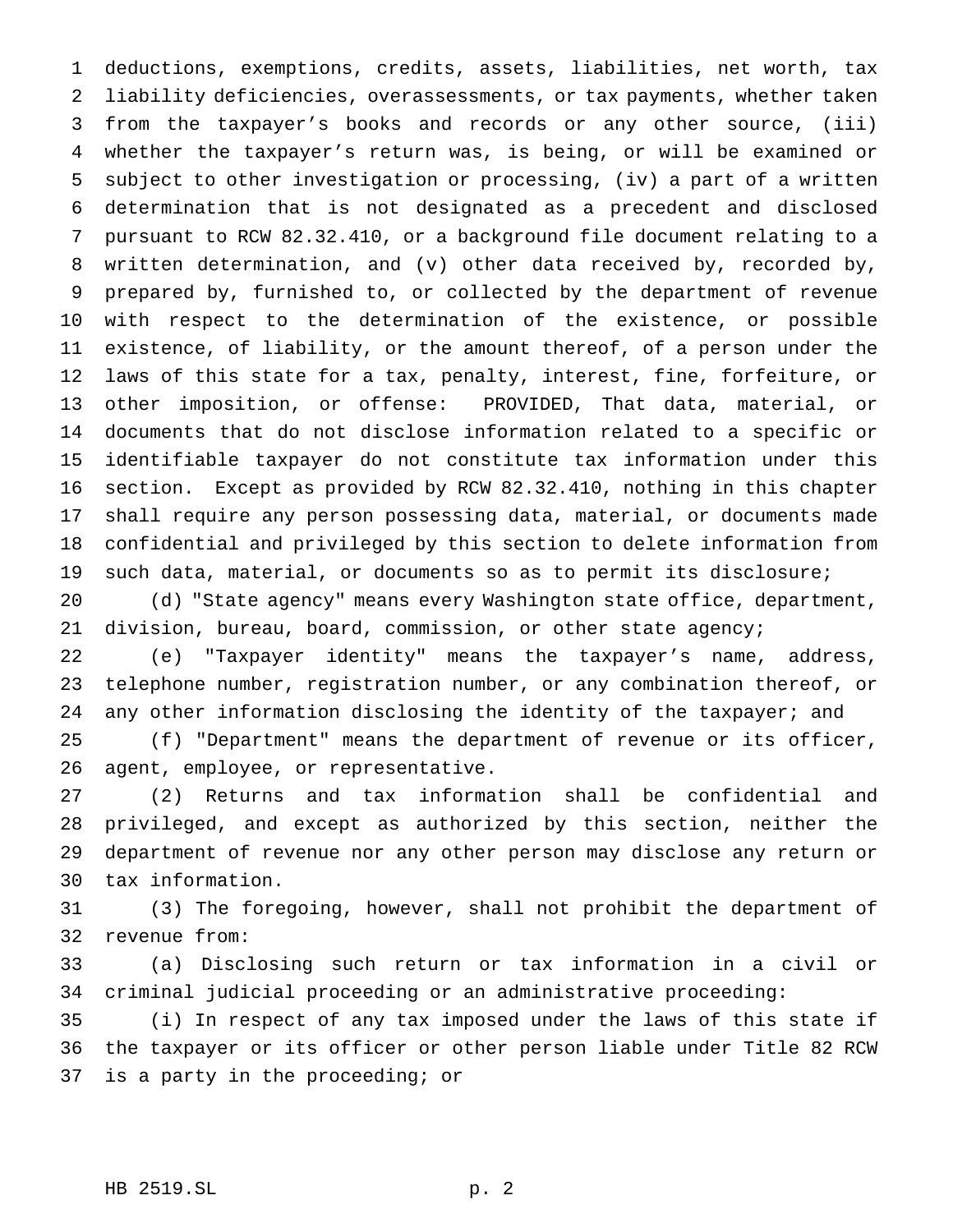deductions, exemptions, credits, assets, liabilities, net worth, tax liability deficiencies, overassessments, or tax payments, whether taken from the taxpayer's books and records or any other source, (iii) whether the taxpayer's return was, is being, or will be examined or subject to other investigation or processing, (iv) a part of a written determination that is not designated as a precedent and disclosed pursuant to RCW 82.32.410, or a background file document relating to a written determination, and (v) other data received by, recorded by, prepared by, furnished to, or collected by the department of revenue with respect to the determination of the existence, or possible existence, of liability, or the amount thereof, of a person under the laws of this state for a tax, penalty, interest, fine, forfeiture, or other imposition, or offense: PROVIDED, That data, material, or documents that do not disclose information related to a specific or identifiable taxpayer do not constitute tax information under this section. Except as provided by RCW 82.32.410, nothing in this chapter shall require any person possessing data, material, or documents made confidential and privileged by this section to delete information from such data, material, or documents so as to permit its disclosure;

(d) "State agency" means every Washington state office, department, division, bureau, board, commission, or other state agency;

(e) "Taxpayer identity" means the taxpayer's name, address, telephone number, registration number, or any combination thereof, or any other information disclosing the identity of the taxpayer; and

(f) "Department" means the department of revenue or its officer, agent, employee, or representative.

(2) Returns and tax information shall be confidential and privileged, and except as authorized by this section, neither the department of revenue nor any other person may disclose any return or tax information.

(3) The foregoing, however, shall not prohibit the department of revenue from:

(a) Disclosing such return or tax information in a civil or criminal judicial proceeding or an administrative proceeding:

(i) In respect of any tax imposed under the laws of this state if the taxpayer or its officer or other person liable under Title 82 RCW is a party in the proceeding; or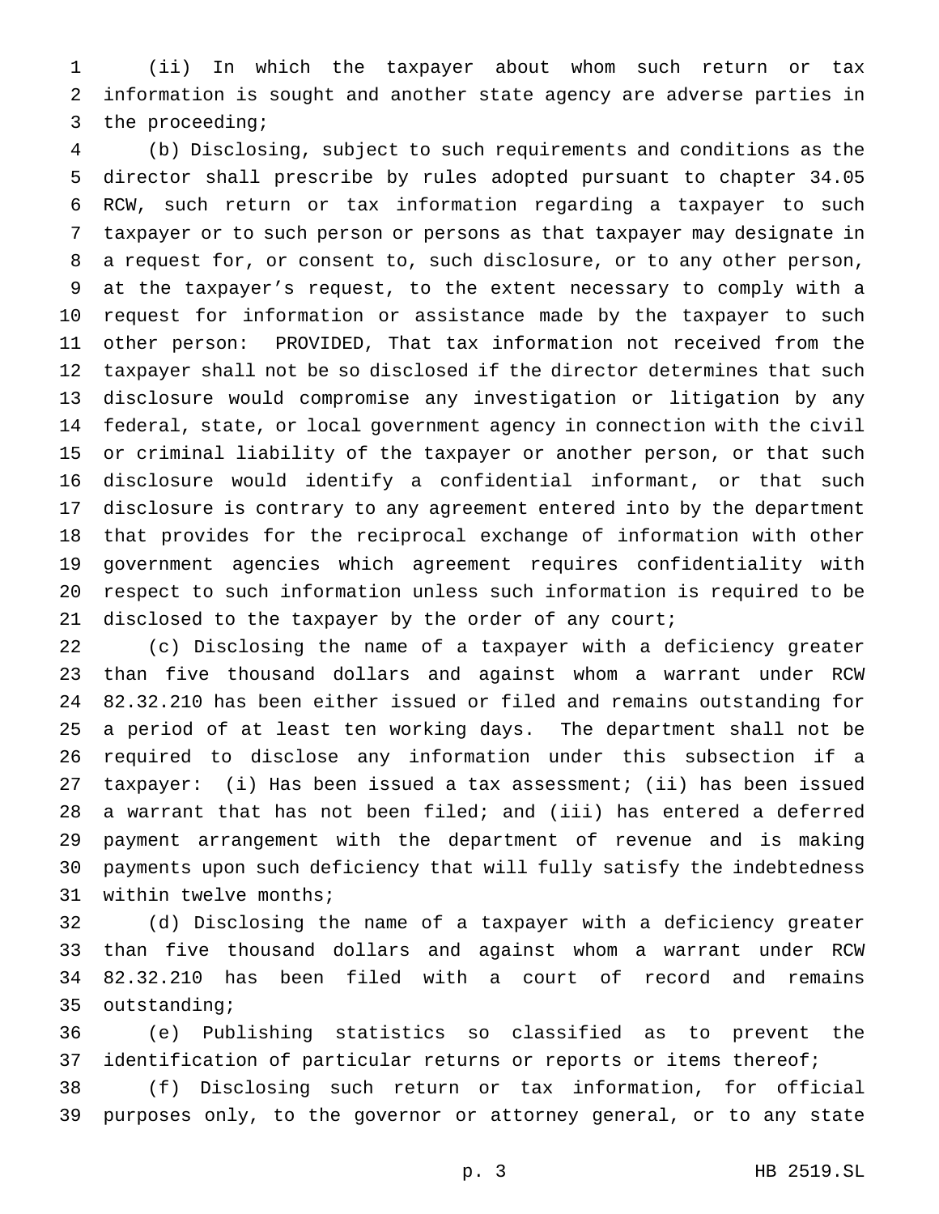(ii) In which the taxpayer about whom such return or tax information is sought and another state agency are adverse parties in the proceeding;

(b) Disclosing, subject to such requirements and conditions as the director shall prescribe by rules adopted pursuant to chapter 34.05 RCW, such return or tax information regarding a taxpayer to such taxpayer or to such person or persons as that taxpayer may designate in a request for, or consent to, such disclosure, or to any other person, at the taxpayer's request, to the extent necessary to comply with a request for information or assistance made by the taxpayer to such other person: PROVIDED, That tax information not received from the taxpayer shall not be so disclosed if the director determines that such disclosure would compromise any investigation or litigation by any federal, state, or local government agency in connection with the civil or criminal liability of the taxpayer or another person, or that such disclosure would identify a confidential informant, or that such disclosure is contrary to any agreement entered into by the department that provides for the reciprocal exchange of information with other government agencies which agreement requires confidentiality with respect to such information unless such information is required to be disclosed to the taxpayer by the order of any court;

(c) Disclosing the name of a taxpayer with a deficiency greater than five thousand dollars and against whom a warrant under RCW 82.32.210 has been either issued or filed and remains outstanding for a period of at least ten working days. The department shall not be required to disclose any information under this subsection if a taxpayer: (i) Has been issued a tax assessment; (ii) has been issued a warrant that has not been filed; and (iii) has entered a deferred payment arrangement with the department of revenue and is making payments upon such deficiency that will fully satisfy the indebtedness within twelve months;

(d) Disclosing the name of a taxpayer with a deficiency greater than five thousand dollars and against whom a warrant under RCW 82.32.210 has been filed with a court of record and remains outstanding;

(e) Publishing statistics so classified as to prevent the identification of particular returns or reports or items thereof;

(f) Disclosing such return or tax information, for official purposes only, to the governor or attorney general, or to any state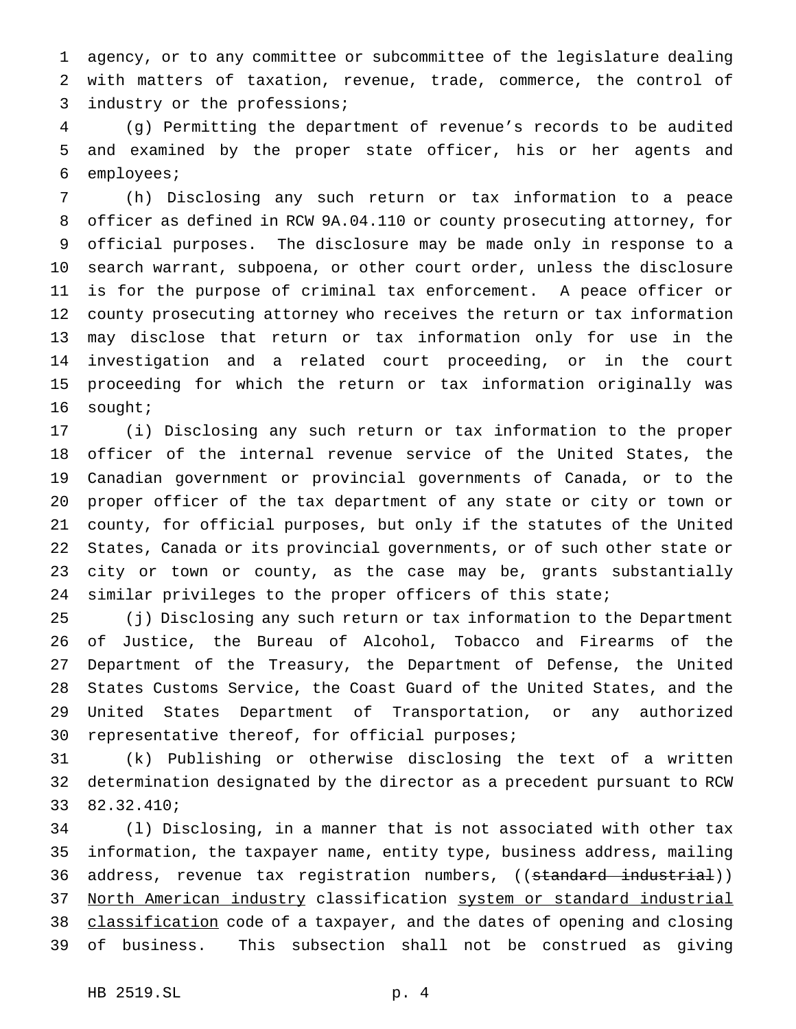agency, or to any committee or subcommittee of the legislature dealing with matters of taxation, revenue, trade, commerce, the control of industry or the professions;

(g) Permitting the department of revenue's records to be audited and examined by the proper state officer, his or her agents and employees;

(h) Disclosing any such return or tax information to a peace officer as defined in RCW 9A.04.110 or county prosecuting attorney, for official purposes. The disclosure may be made only in response to a search warrant, subpoena, or other court order, unless the disclosure is for the purpose of criminal tax enforcement. A peace officer or county prosecuting attorney who receives the return or tax information may disclose that return or tax information only for use in the investigation and a related court proceeding, or in the court proceeding for which the return or tax information originally was sought;

(i) Disclosing any such return or tax information to the proper officer of the internal revenue service of the United States, the Canadian government or provincial governments of Canada, or to the proper officer of the tax department of any state or city or town or county, for official purposes, but only if the statutes of the United States, Canada or its provincial governments, or of such other state or city or town or county, as the case may be, grants substantially similar privileges to the proper officers of this state;

(j) Disclosing any such return or tax information to the Department of Justice, the Bureau of Alcohol, Tobacco and Firearms of the Department of the Treasury, the Department of Defense, the United States Customs Service, the Coast Guard of the United States, and the United States Department of Transportation, or any authorized representative thereof, for official purposes;

(k) Publishing or otherwise disclosing the text of a written determination designated by the director as a precedent pursuant to RCW 82.32.410;

(l) Disclosing, in a manner that is not associated with other tax information, the taxpayer name, entity type, business address, mailing address, revenue tax registration numbers, ((~~standard industrial~~)) <u>North American industry</u> classification <u>system or standard industrial classification</u> code of a taxpayer, and the dates of opening and closing of business. This subsection shall not be construed as giving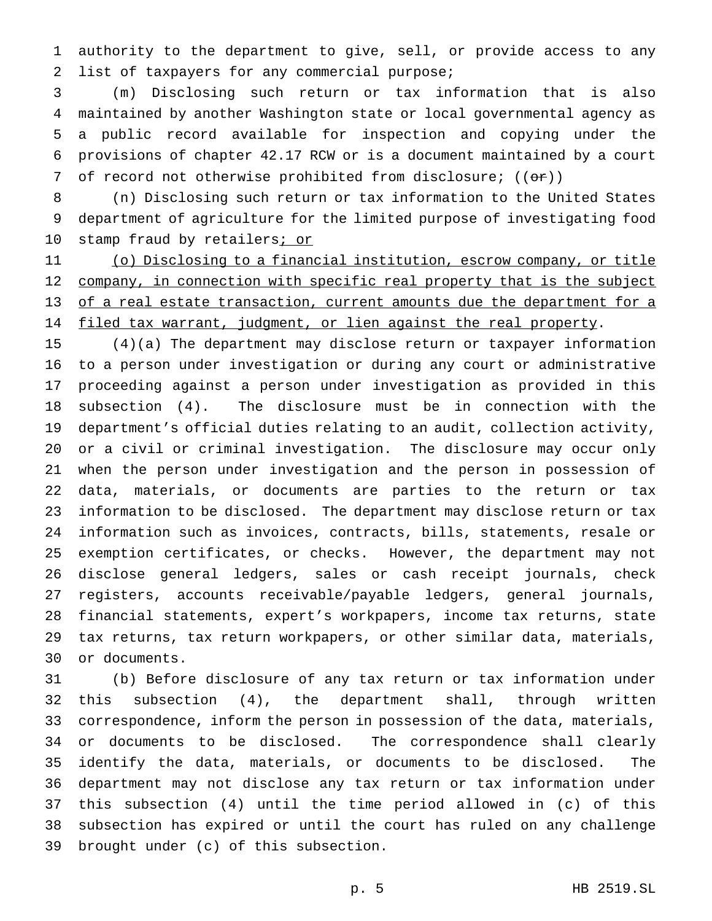authority to the department to give, sell, or provide access to any list of taxpayers for any commercial purpose;

(m) Disclosing such return or tax information that is also maintained by another Washington state or local governmental agency as a public record available for inspection and copying under the provisions of chapter 42.17 RCW or is a document maintained by a court of record not otherwise prohibited from disclosure; ((~~or~~))

(n) Disclosing such return or tax information to the United States department of agriculture for the limited purpose of investigating food stamp fraud by retailers<u>; or</u>

<u>(o) Disclosing to a financial institution, escrow company, or title company, in connection with specific real property that is the subject of a real estate transaction, current amounts due the department for a filed tax warrant, judgment, or lien against the real property</u>.

(4)(a) The department may disclose return or taxpayer information to a person under investigation or during any court or administrative proceeding against a person under investigation as provided in this subsection (4). The disclosure must be in connection with the department's official duties relating to an audit, collection activity, or a civil or criminal investigation. The disclosure may occur only when the person under investigation and the person in possession of data, materials, or documents are parties to the return or tax information to be disclosed. The department may disclose return or tax information such as invoices, contracts, bills, statements, resale or exemption certificates, or checks. However, the department may not disclose general ledgers, sales or cash receipt journals, check registers, accounts receivable/payable ledgers, general journals, financial statements, expert's workpapers, income tax returns, state tax returns, tax return workpapers, or other similar data, materials, or documents.

(b) Before disclosure of any tax return or tax information under this subsection (4), the department shall, through written correspondence, inform the person in possession of the data, materials, or documents to be disclosed. The correspondence shall clearly identify the data, materials, or documents to be disclosed. The department may not disclose any tax return or tax information under this subsection (4) until the time period allowed in (c) of this subsection has expired or until the court has ruled on any challenge brought under (c) of this subsection.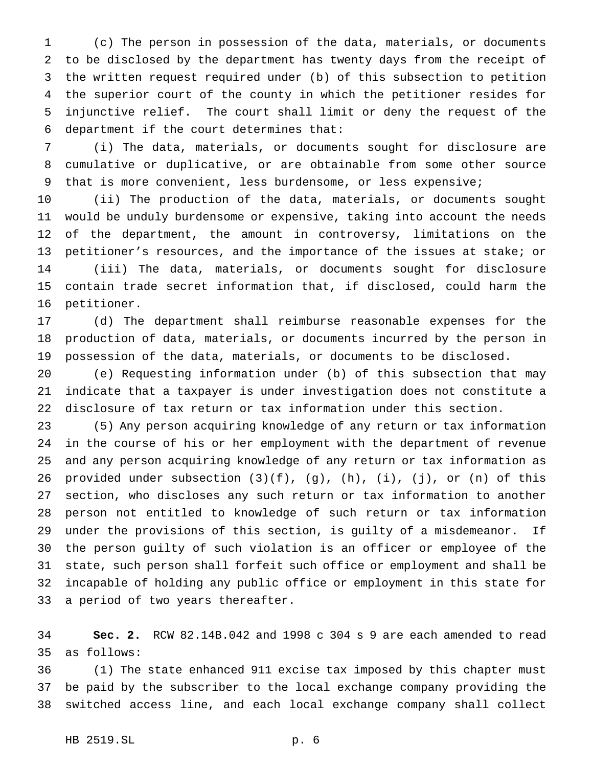(c) The person in possession of the data, materials, or documents to be disclosed by the department has twenty days from the receipt of the written request required under (b) of this subsection to petition the superior court of the county in which the petitioner resides for injunctive relief. The court shall limit or deny the request of the department if the court determines that:

(i) The data, materials, or documents sought for disclosure are cumulative or duplicative, or are obtainable from some other source that is more convenient, less burdensome, or less expensive;

(ii) The production of the data, materials, or documents sought would be unduly burdensome or expensive, taking into account the needs of the department, the amount in controversy, limitations on the petitioner's resources, and the importance of the issues at stake; or

(iii) The data, materials, or documents sought for disclosure contain trade secret information that, if disclosed, could harm the petitioner.

(d) The department shall reimburse reasonable expenses for the production of data, materials, or documents incurred by the person in possession of the data, materials, or documents to be disclosed.

(e) Requesting information under (b) of this subsection that may indicate that a taxpayer is under investigation does not constitute a disclosure of tax return or tax information under this section.

(5) Any person acquiring knowledge of any return or tax information in the course of his or her employment with the department of revenue and any person acquiring knowledge of any return or tax information as provided under subsection (3)(f), (g), (h), (i), (j), or (n) of this section, who discloses any such return or tax information to another person not entitled to knowledge of such return or tax information under the provisions of this section, is guilty of a misdemeanor. If the person guilty of such violation is an officer or employee of the state, such person shall forfeit such office or employment and shall be incapable of holding any public office or employment in this state for a period of two years thereafter.

**Sec. 2.** RCW 82.14B.042 and 1998 c 304 s 9 are each amended to read as follows:

(1) The state enhanced 911 excise tax imposed by this chapter must be paid by the subscriber to the local exchange company providing the switched access line, and each local exchange company shall collect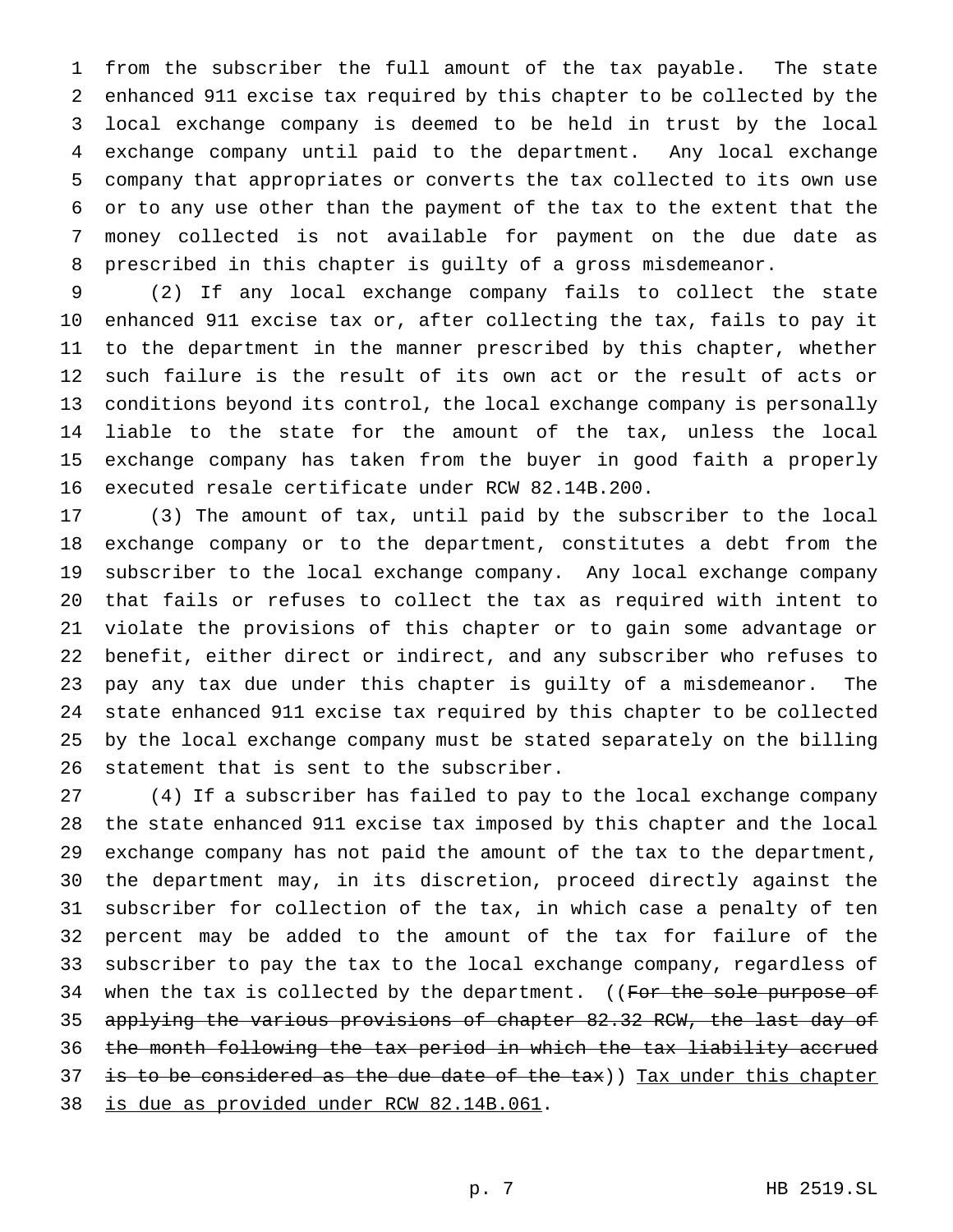from the subscriber the full amount of the tax payable. The state enhanced 911 excise tax required by this chapter to be collected by the local exchange company is deemed to be held in trust by the local exchange company until paid to the department. Any local exchange company that appropriates or converts the tax collected to its own use or to any use other than the payment of the tax to the extent that the money collected is not available for payment on the due date as prescribed in this chapter is guilty of a gross misdemeanor.

(2) If any local exchange company fails to collect the state enhanced 911 excise tax or, after collecting the tax, fails to pay it to the department in the manner prescribed by this chapter, whether such failure is the result of its own act or the result of acts or conditions beyond its control, the local exchange company is personally liable to the state for the amount of the tax, unless the local exchange company has taken from the buyer in good faith a properly executed resale certificate under RCW 82.14B.200.

(3) The amount of tax, until paid by the subscriber to the local exchange company or to the department, constitutes a debt from the subscriber to the local exchange company. Any local exchange company that fails or refuses to collect the tax as required with intent to violate the provisions of this chapter or to gain some advantage or benefit, either direct or indirect, and any subscriber who refuses to pay any tax due under this chapter is guilty of a misdemeanor. The state enhanced 911 excise tax required by this chapter to be collected by the local exchange company must be stated separately on the billing statement that is sent to the subscriber.

(4) If a subscriber has failed to pay to the local exchange company the state enhanced 911 excise tax imposed by this chapter and the local exchange company has not paid the amount of the tax to the department, the department may, in its discretion, proceed directly against the subscriber for collection of the tax, in which case a penalty of ten percent may be added to the amount of the tax for failure of the subscriber to pay the tax to the local exchange company, regardless of when the tax is collected by the department. ((~~For the sole purpose of applying the various provisions of chapter 82.32 RCW, the last day of the month following the tax period in which the tax liability accrued is to be considered as the due date of the tax~~)) <u>Tax under this chapter is due as provided under RCW 82.14B.061</u>.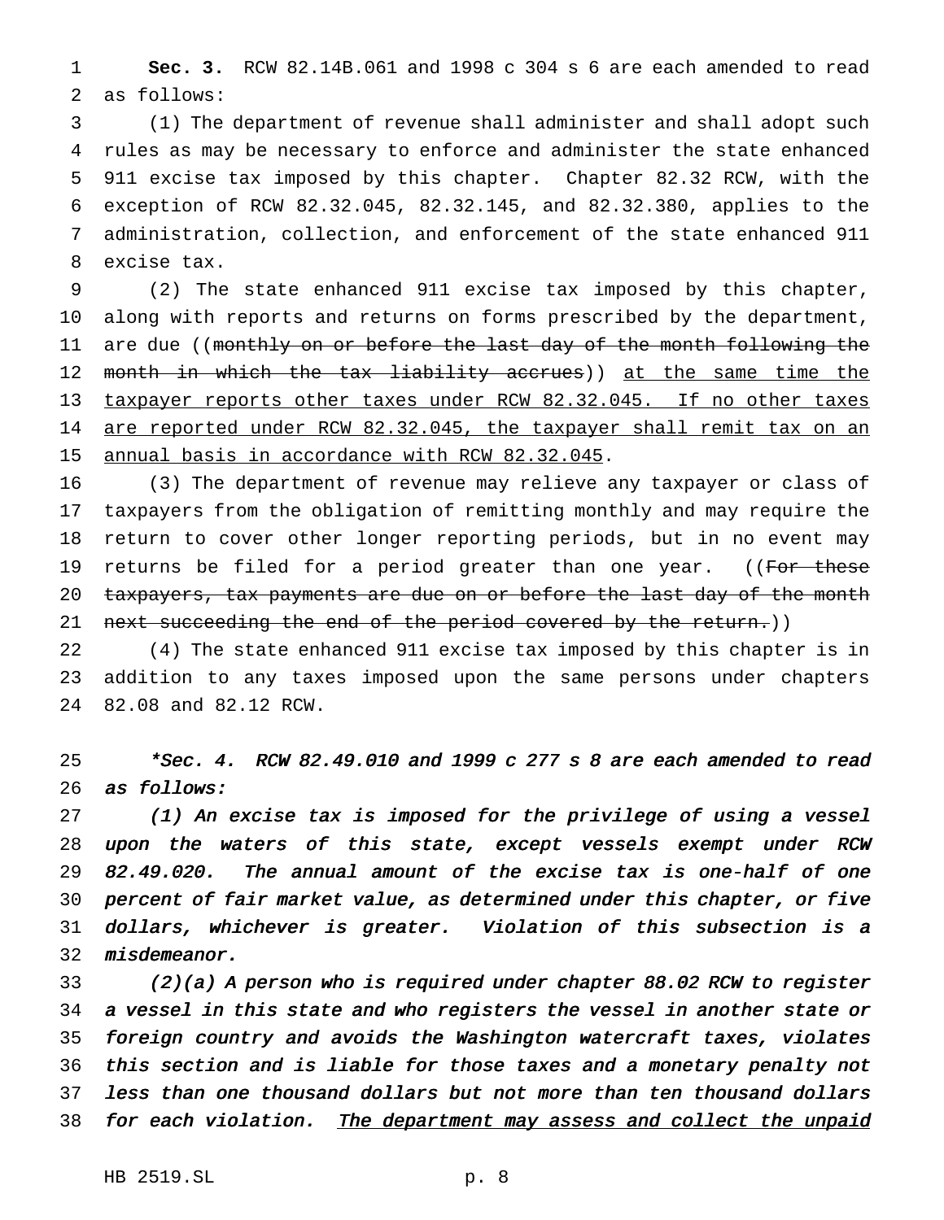**Sec. 3.** RCW 82.14B.061 and 1998 c 304 s 6 are each amended to read as follows:

(1) The department of revenue shall administer and shall adopt such rules as may be necessary to enforce and administer the state enhanced 911 excise tax imposed by this chapter. Chapter 82.32 RCW, with the exception of RCW 82.32.045, 82.32.145, and 82.32.380, applies to the administration, collection, and enforcement of the state enhanced 911 excise tax.

(2) The state enhanced 911 excise tax imposed by this chapter, along with reports and returns on forms prescribed by the department, are due ((~~monthly on or before the last day of the month following the month in which the tax liability accrues~~)) <u>at the same time the taxpayer reports other taxes under RCW 82.32.045. If no other taxes are reported under RCW 82.32.045, the taxpayer shall remit tax on an annual basis in accordance with RCW 82.32.045</u>.

(3) The department of revenue may relieve any taxpayer or class of taxpayers from the obligation of remitting monthly and may require the return to cover other longer reporting periods, but in no event may returns be filed for a period greater than one year. ((~~For these taxpayers, tax payments are due on or before the last day of the month next succeeding the end of the period covered by the return.~~))

(4) The state enhanced 911 excise tax imposed by this chapter is in addition to any taxes imposed upon the same persons under chapters 82.08 and 82.12 RCW.

*\*Sec. 4. RCW 82.49.010 and 1999 c 277 s 8 are each amended to read as follows:*

*(1) An excise tax is imposed for the privilege of using a vessel upon the waters of this state, except vessels exempt under RCW 82.49.020. The annual amount of the excise tax is one-half of one percent of fair market value, as determined under this chapter, or five dollars, whichever is greater. Violation of this subsection is a misdemeanor.*

*(2)(a) A person who is required under chapter 88.02 RCW to register a vessel in this state and who registers the vessel in another state or foreign country and avoids the Washington watercraft taxes, violates this section and is liable for those taxes and a monetary penalty not less than one thousand dollars but not more than ten thousand dollars for each violation.* <u>*The department may assess and collect the unpaid*</u>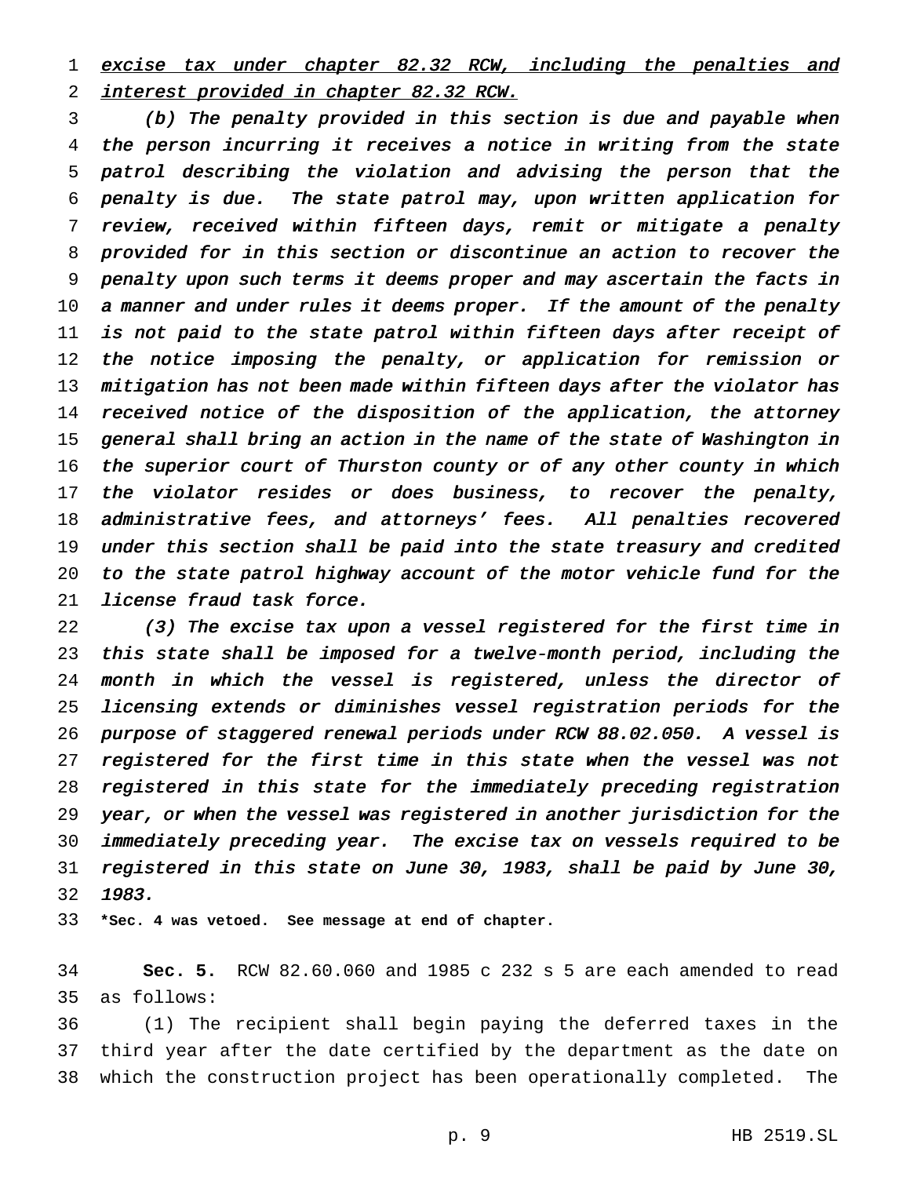*<u>excise tax under chapter 82.32 RCW, including the penalties and interest provided in chapter 82.32 RCW.</u>*

*(b) The penalty provided in this section is due and payable when the person incurring it receives a notice in writing from the state patrol describing the violation and advising the person that the penalty is due. The state patrol may, upon written application for review, received within fifteen days, remit or mitigate a penalty provided for in this section or discontinue an action to recover the penalty upon such terms it deems proper and may ascertain the facts in a manner and under rules it deems proper. If the amount of the penalty is not paid to the state patrol within fifteen days after receipt of the notice imposing the penalty, or application for remission or mitigation has not been made within fifteen days after the violator has received notice of the disposition of the application, the attorney general shall bring an action in the name of the state of Washington in the superior court of Thurston county or of any other county in which the violator resides or does business, to recover the penalty, administrative fees, and attorneys' fees. All penalties recovered under this section shall be paid into the state treasury and credited to the state patrol highway account of the motor vehicle fund for the license fraud task force.*

*(3) The excise tax upon a vessel registered for the first time in this state shall be imposed for a twelve-month period, including the month in which the vessel is registered, unless the director of licensing extends or diminishes vessel registration periods for the purpose of staggered renewal periods under RCW 88.02.050. A vessel is registered for the first time in this state when the vessel was not registered in this state for the immediately preceding registration year, or when the vessel was registered in another jurisdiction for the immediately preceding year. The excise tax on vessels required to be registered in this state on June 30, 1983, shall be paid by June 30, 1983.*

**\*Sec. 4 was vetoed. See message at end of chapter.**

**Sec. 5.** RCW 82.60.060 and 1985 c 232 s 5 are each amended to read as follows:

(1) The recipient shall begin paying the deferred taxes in the third year after the date certified by the department as the date on which the construction project has been operationally completed. The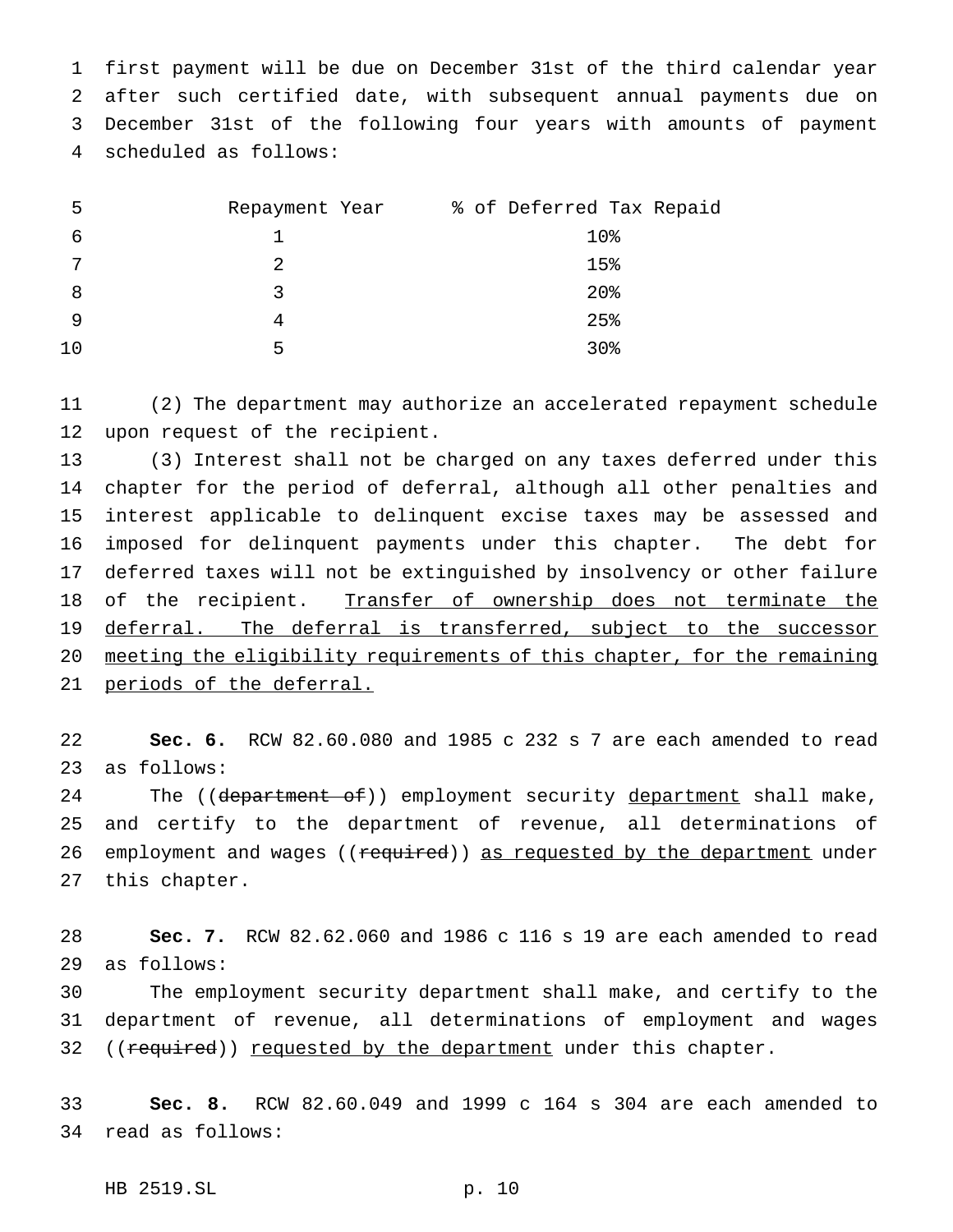first payment will be due on December 31st of the third calendar year after such certified date, with subsequent annual payments due on December 31st of the following four years with amounts of payment scheduled as follows:

| Repayment Year | % of Deferred Tax Repaid |
|---|---|
| 1 | 10% |
| 2 | 15% |
| 3 | 20% |
| 4 | 25% |
| 5 | 30% |

(2) The department may authorize an accelerated repayment schedule upon request of the recipient.

(3) Interest shall not be charged on any taxes deferred under this chapter for the period of deferral, although all other penalties and interest applicable to delinquent excise taxes may be assessed and imposed for delinquent payments under this chapter. The debt for deferred taxes will not be extinguished by insolvency or other failure of the recipient. <u>Transfer of ownership does not terminate the deferral. The deferral is transferred, subject to the successor meeting the eligibility requirements of this chapter, for the remaining periods of the deferral.</u>

**Sec. 6.** RCW 82.60.080 and 1985 c 232 s 7 are each amended to read as follows:

The ((~~department of~~)) employment security <u>department</u> shall make, and certify to the department of revenue, all determinations of employment and wages ((~~required~~)) <u>as requested by the department</u> under this chapter.

**Sec. 7.** RCW 82.62.060 and 1986 c 116 s 19 are each amended to read as follows:

The employment security department shall make, and certify to the department of revenue, all determinations of employment and wages ((~~required~~)) <u>requested by the department</u> under this chapter.

**Sec. 8.** RCW 82.60.049 and 1999 c 164 s 304 are each amended to read as follows: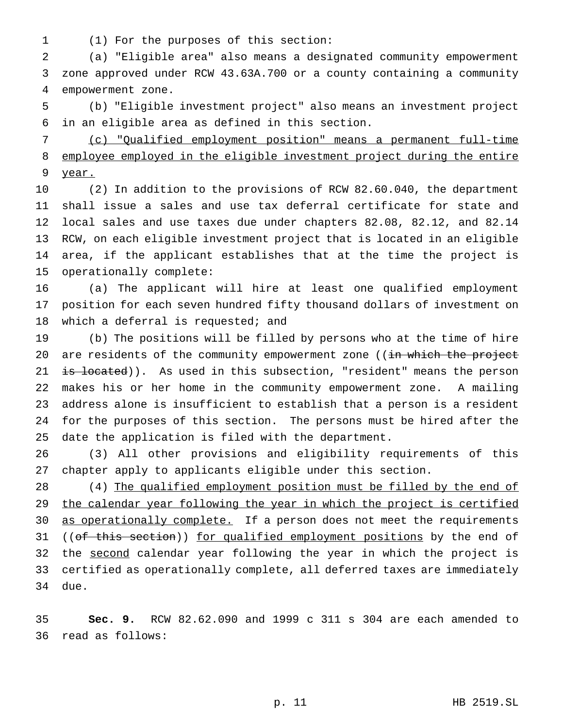(1) For the purposes of this section:

(a) "Eligible area" also means a designated community empowerment zone approved under RCW 43.63A.700 or a county containing a community empowerment zone.

(b) "Eligible investment project" also means an investment project in an eligible area as defined in this section.

<u>(c) "Qualified employment position" means a permanent full-time employee employed in the eligible investment project during the entire year.</u>

(2) In addition to the provisions of RCW 82.60.040, the department shall issue a sales and use tax deferral certificate for state and local sales and use taxes due under chapters 82.08, 82.12, and 82.14 RCW, on each eligible investment project that is located in an eligible area, if the applicant establishes that at the time the project is operationally complete:

(a) The applicant will hire at least one qualified employment position for each seven hundred fifty thousand dollars of investment on which a deferral is requested; and

(b) The positions will be filled by persons who at the time of hire are residents of the community empowerment zone ((~~in which the project is located~~)). As used in this subsection, "resident" means the person makes his or her home in the community empowerment zone. A mailing address alone is insufficient to establish that a person is a resident for the purposes of this section. The persons must be hired after the date the application is filed with the department.

(3) All other provisions and eligibility requirements of this chapter apply to applicants eligible under this section.

(4) <u>The qualified employment position must be filled by the end of the calendar year following the year in which the project is certified as operationally complete.</u> If a person does not meet the requirements ((~~of this section~~)) <u>for qualified employment positions</u> by the end of the <u>second</u> calendar year following the year in which the project is certified as operationally complete, all deferred taxes are immediately due.

**Sec. 9.** RCW 82.62.090 and 1999 c 311 s 304 are each amended to read as follows: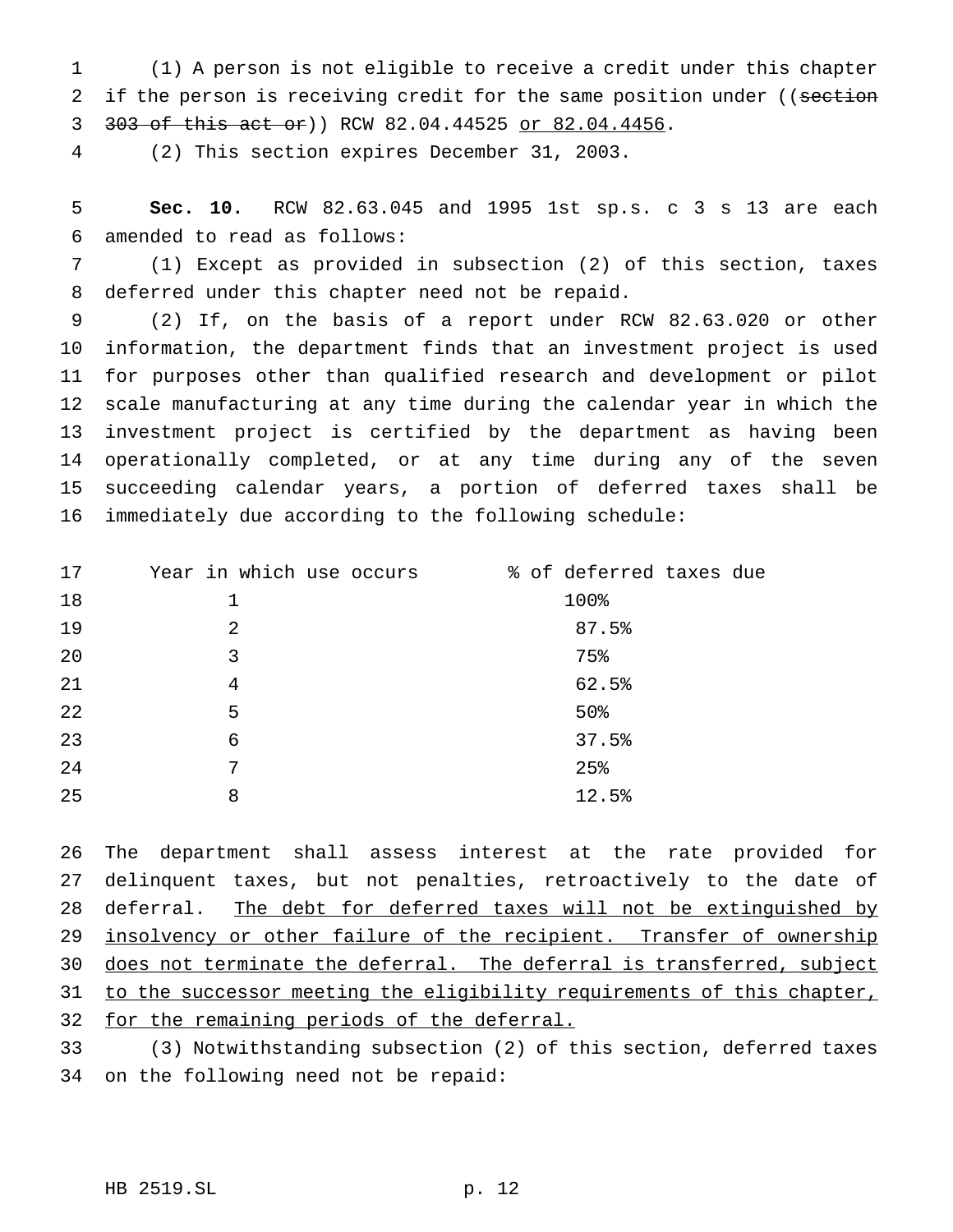(1) A person is not eligible to receive a credit under this chapter if the person is receiving credit for the same position under ((~~section 303 of this act or~~)) RCW 82.04.44525 <u>or 82.04.4456</u>.

(2) This section expires December 31, 2003.

**Sec. 10.** RCW 82.63.045 and 1995 1st sp.s. c 3 s 13 are each amended to read as follows:

(1) Except as provided in subsection (2) of this section, taxes deferred under this chapter need not be repaid.

(2) If, on the basis of a report under RCW 82.63.020 or other information, the department finds that an investment project is used for purposes other than qualified research and development or pilot scale manufacturing at any time during the calendar year in which the investment project is certified by the department as having been operationally completed, or at any time during any of the seven succeeding calendar years, a portion of deferred taxes shall be immediately due according to the following schedule:

| Year in which use occurs | % of deferred taxes due |
|---|---|
| 1 | 100% |
| 2 | 87.5% |
| 3 | 75% |
| 4 | 62.5% |
| 5 | 50% |
| 6 | 37.5% |
| 7 | 25% |
| 8 | 12.5% |

The department shall assess interest at the rate provided for delinquent taxes, but not penalties, retroactively to the date of deferral. <u>The debt for deferred taxes will not be extinguished by insolvency or other failure of the recipient. Transfer of ownership does not terminate the deferral. The deferral is transferred, subject to the successor meeting the eligibility requirements of this chapter, for the remaining periods of the deferral.</u>

(3) Notwithstanding subsection (2) of this section, deferred taxes on the following need not be repaid: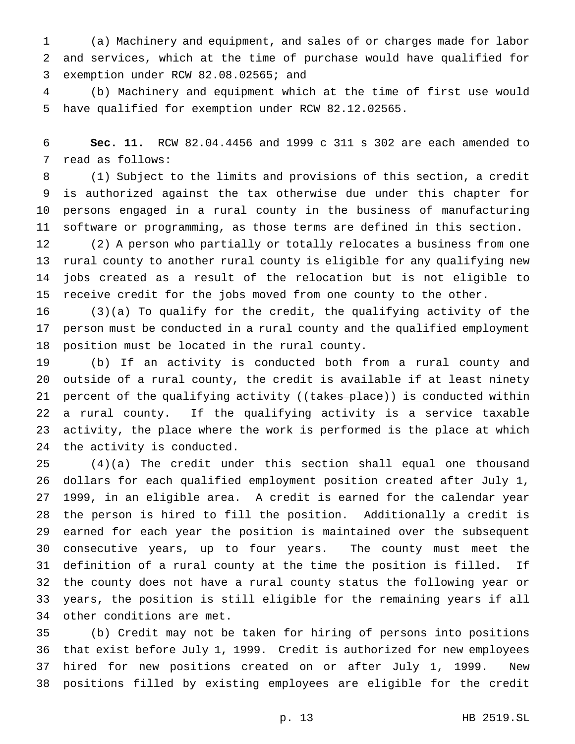(a) Machinery and equipment, and sales of or charges made for labor and services, which at the time of purchase would have qualified for exemption under RCW 82.08.02565; and

(b) Machinery and equipment which at the time of first use would have qualified for exemption under RCW 82.12.02565.

**Sec. 11.** RCW 82.04.4456 and 1999 c 311 s 302 are each amended to read as follows:

(1) Subject to the limits and provisions of this section, a credit is authorized against the tax otherwise due under this chapter for persons engaged in a rural county in the business of manufacturing software or programming, as those terms are defined in this section.

(2) A person who partially or totally relocates a business from one rural county to another rural county is eligible for any qualifying new jobs created as a result of the relocation but is not eligible to receive credit for the jobs moved from one county to the other.

(3)(a) To qualify for the credit, the qualifying activity of the person must be conducted in a rural county and the qualified employment position must be located in the rural county.

(b) If an activity is conducted both from a rural county and outside of a rural county, the credit is available if at least ninety percent of the qualifying activity ((~~takes place~~)) <u>is conducted</u> within a rural county. If the qualifying activity is a service taxable activity, the place where the work is performed is the place at which the activity is conducted.

(4)(a) The credit under this section shall equal one thousand dollars for each qualified employment position created after July 1, 1999, in an eligible area. A credit is earned for the calendar year the person is hired to fill the position. Additionally a credit is earned for each year the position is maintained over the subsequent consecutive years, up to four years. The county must meet the definition of a rural county at the time the position is filled. If the county does not have a rural county status the following year or years, the position is still eligible for the remaining years if all other conditions are met.

(b) Credit may not be taken for hiring of persons into positions that exist before July 1, 1999. Credit is authorized for new employees hired for new positions created on or after July 1, 1999. New positions filled by existing employees are eligible for the credit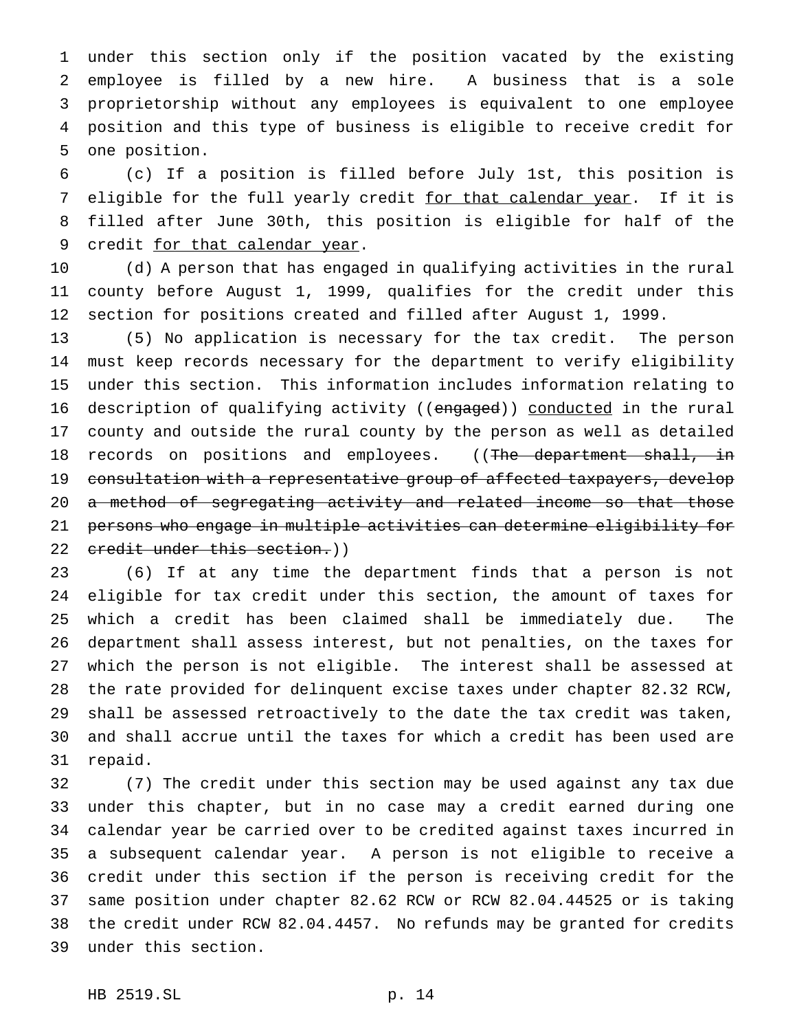under this section only if the position vacated by the existing employee is filled by a new hire. A business that is a sole proprietorship without any employees is equivalent to one employee position and this type of business is eligible to receive credit for one position.

(c) If a position is filled before July 1st, this position is eligible for the full yearly credit <u>for that calendar year</u>. If it is filled after June 30th, this position is eligible for half of the credit <u>for that calendar year</u>.

(d) A person that has engaged in qualifying activities in the rural county before August 1, 1999, qualifies for the credit under this section for positions created and filled after August 1, 1999.

(5) No application is necessary for the tax credit. The person must keep records necessary for the department to verify eligibility under this section. This information includes information relating to description of qualifying activity ((~~engaged~~)) <u>conducted</u> in the rural county and outside the rural county by the person as well as detailed records on positions and employees. ((~~The department shall, in consultation with a representative group of affected taxpayers, develop a method of segregating activity and related income so that those persons who engage in multiple activities can determine eligibility for credit under this section.~~))

(6) If at any time the department finds that a person is not eligible for tax credit under this section, the amount of taxes for which a credit has been claimed shall be immediately due. The department shall assess interest, but not penalties, on the taxes for which the person is not eligible. The interest shall be assessed at the rate provided for delinquent excise taxes under chapter 82.32 RCW, shall be assessed retroactively to the date the tax credit was taken, and shall accrue until the taxes for which a credit has been used are repaid.

(7) The credit under this section may be used against any tax due under this chapter, but in no case may a credit earned during one calendar year be carried over to be credited against taxes incurred in a subsequent calendar year. A person is not eligible to receive a credit under this section if the person is receiving credit for the same position under chapter 82.62 RCW or RCW 82.04.44525 or is taking the credit under RCW 82.04.4457. No refunds may be granted for credits under this section.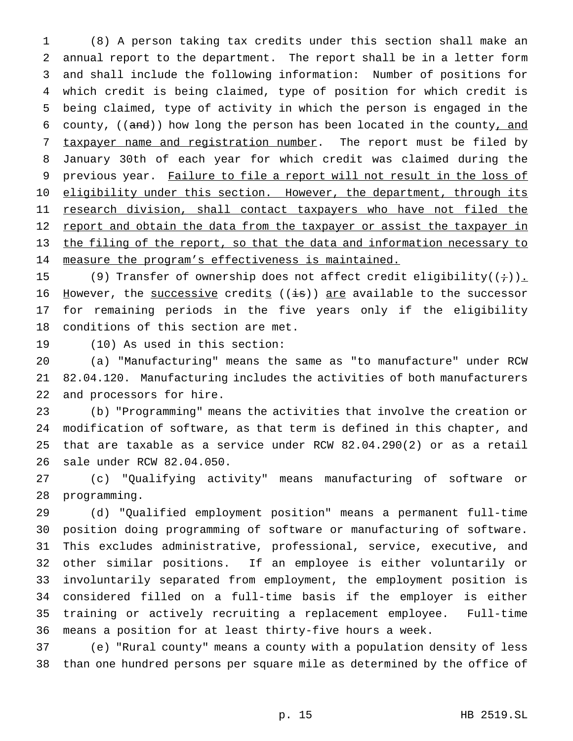(8) A person taking tax credits under this section shall make an annual report to the department. The report shall be in a letter form and shall include the following information: Number of positions for which credit is being claimed, type of position for which credit is being claimed, type of activity in which the person is engaged in the county, ((~~and~~)) how long the person has been located in the county, and taxpayer name and registration number. The report must be filed by January 30th of each year for which credit was claimed during the previous year. Failure to file a report will not result in the loss of eligibility under this section. However, the department, through its research division, shall contact taxpayers who have not filed the report and obtain the data from the taxpayer or assist the taxpayer in the filing of the report, so that the data and information necessary to measure the program's effectiveness is maintained.

(9) Transfer of ownership does not affect credit eligibility((~~;~~)). However, the successive credits ((~~is~~)) are available to the successor for remaining periods in the five years only if the eligibility conditions of this section are met.

(10) As used in this section:

(a) "Manufacturing" means the same as "to manufacture" under RCW 82.04.120. Manufacturing includes the activities of both manufacturers and processors for hire.

(b) "Programming" means the activities that involve the creation or modification of software, as that term is defined in this chapter, and that are taxable as a service under RCW 82.04.290(2) or as a retail sale under RCW 82.04.050.

(c) "Qualifying activity" means manufacturing of software or programming.

(d) "Qualified employment position" means a permanent full-time position doing programming of software or manufacturing of software. This excludes administrative, professional, service, executive, and other similar positions. If an employee is either voluntarily or involuntarily separated from employment, the employment position is considered filled on a full-time basis if the employer is either training or actively recruiting a replacement employee. Full-time means a position for at least thirty-five hours a week.

(e) "Rural county" means a county with a population density of less than one hundred persons per square mile as determined by the office of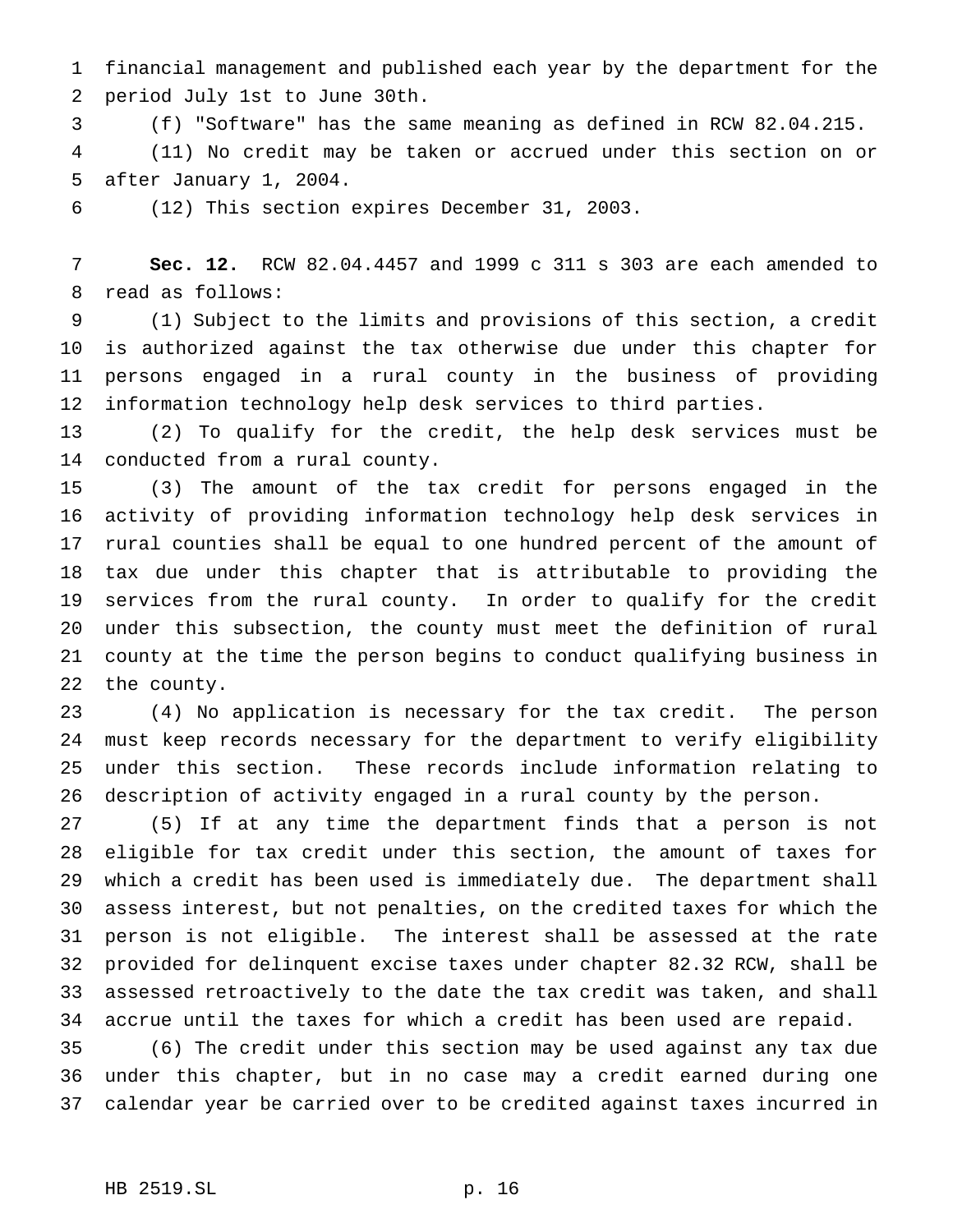financial management and published each year by the department for the period July 1st to June 30th.

(f) "Software" has the same meaning as defined in RCW 82.04.215.

(11) No credit may be taken or accrued under this section on or after January 1, 2004.

(12) This section expires December 31, 2003.

**Sec. 12.** RCW 82.04.4457 and 1999 c 311 s 303 are each amended to read as follows:

(1) Subject to the limits and provisions of this section, a credit is authorized against the tax otherwise due under this chapter for persons engaged in a rural county in the business of providing information technology help desk services to third parties.

(2) To qualify for the credit, the help desk services must be conducted from a rural county.

(3) The amount of the tax credit for persons engaged in the activity of providing information technology help desk services in rural counties shall be equal to one hundred percent of the amount of tax due under this chapter that is attributable to providing the services from the rural county. In order to qualify for the credit under this subsection, the county must meet the definition of rural county at the time the person begins to conduct qualifying business in the county.

(4) No application is necessary for the tax credit. The person must keep records necessary for the department to verify eligibility under this section. These records include information relating to description of activity engaged in a rural county by the person.

(5) If at any time the department finds that a person is not eligible for tax credit under this section, the amount of taxes for which a credit has been used is immediately due. The department shall assess interest, but not penalties, on the credited taxes for which the person is not eligible. The interest shall be assessed at the rate provided for delinquent excise taxes under chapter 82.32 RCW, shall be assessed retroactively to the date the tax credit was taken, and shall accrue until the taxes for which a credit has been used are repaid.

(6) The credit under this section may be used against any tax due under this chapter, but in no case may a credit earned during one calendar year be carried over to be credited against taxes incurred in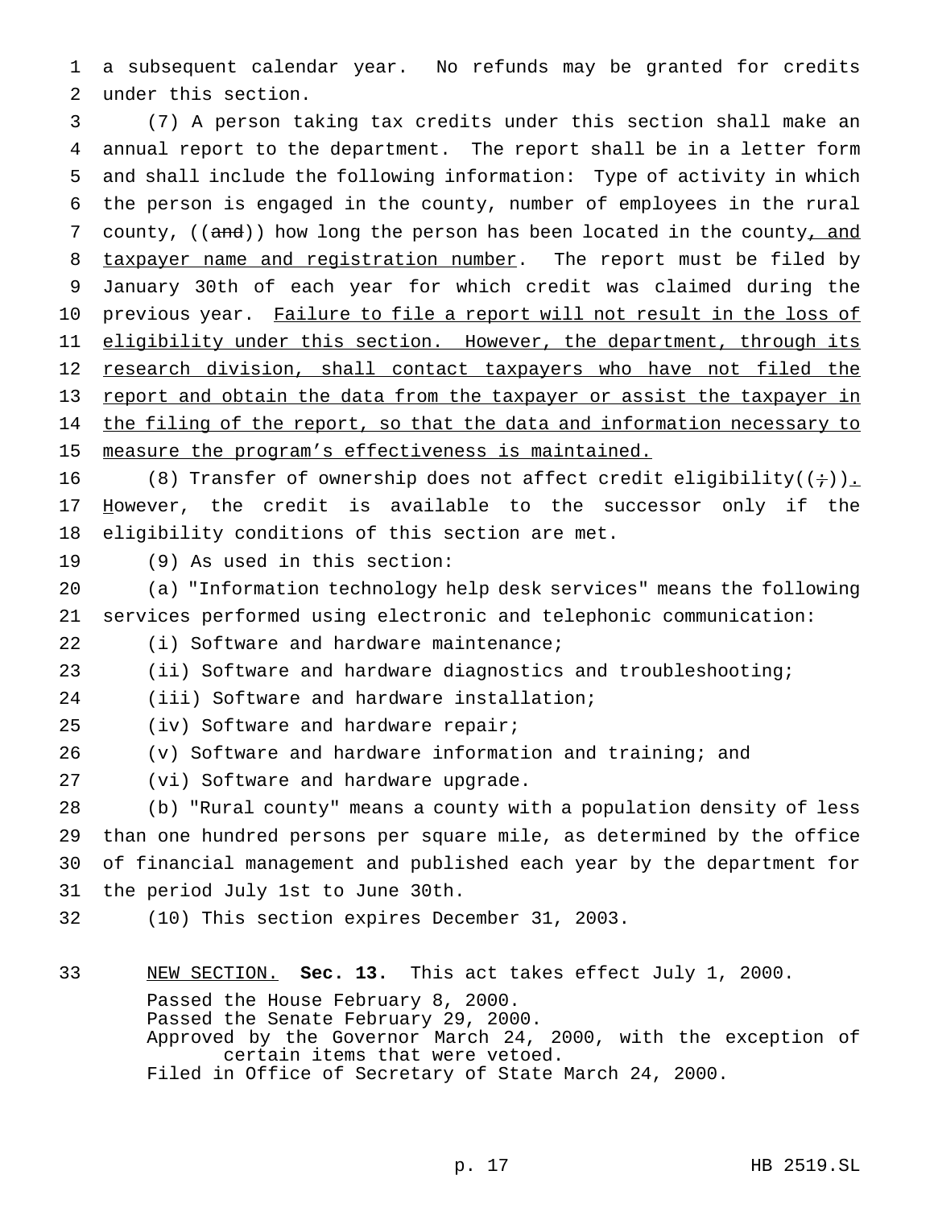a subsequent calendar year. No refunds may be granted for credits under this section.

(7) A person taking tax credits under this section shall make an annual report to the department. The report shall be in a letter form and shall include the following information: Type of activity in which the person is engaged in the county, number of employees in the rural county, ((~~and~~)) how long the person has been located in the county, and taxpayer name and registration number. The report must be filed by January 30th of each year for which credit was claimed during the previous year. Failure to file a report will not result in the loss of eligibility under this section. However, the department, through its research division, shall contact taxpayers who have not filed the report and obtain the data from the taxpayer or assist the taxpayer in the filing of the report, so that the data and information necessary to measure the program's effectiveness is maintained.

(8) Transfer of ownership does not affect credit eligibility((~~;~~)). However, the credit is available to the successor only if the eligibility conditions of this section are met.

(9) As used in this section:

(a) "Information technology help desk services" means the following services performed using electronic and telephonic communication:

(i) Software and hardware maintenance;

(ii) Software and hardware diagnostics and troubleshooting;

(iii) Software and hardware installation;

(iv) Software and hardware repair;

(v) Software and hardware information and training; and

(vi) Software and hardware upgrade.

(b) "Rural county" means a county with a population density of less than one hundred persons per square mile, as determined by the office of financial management and published each year by the department for the period July 1st to June 30th.

(10) This section expires December 31, 2003.

NEW SECTION. **Sec. 13.** This act takes effect July 1, 2000.

Passed the House February 8, 2000.
Passed the Senate February 29, 2000.
Approved by the Governor March 24, 2000, with the exception of certain items that were vetoed.
Filed in Office of Secretary of State March 24, 2000.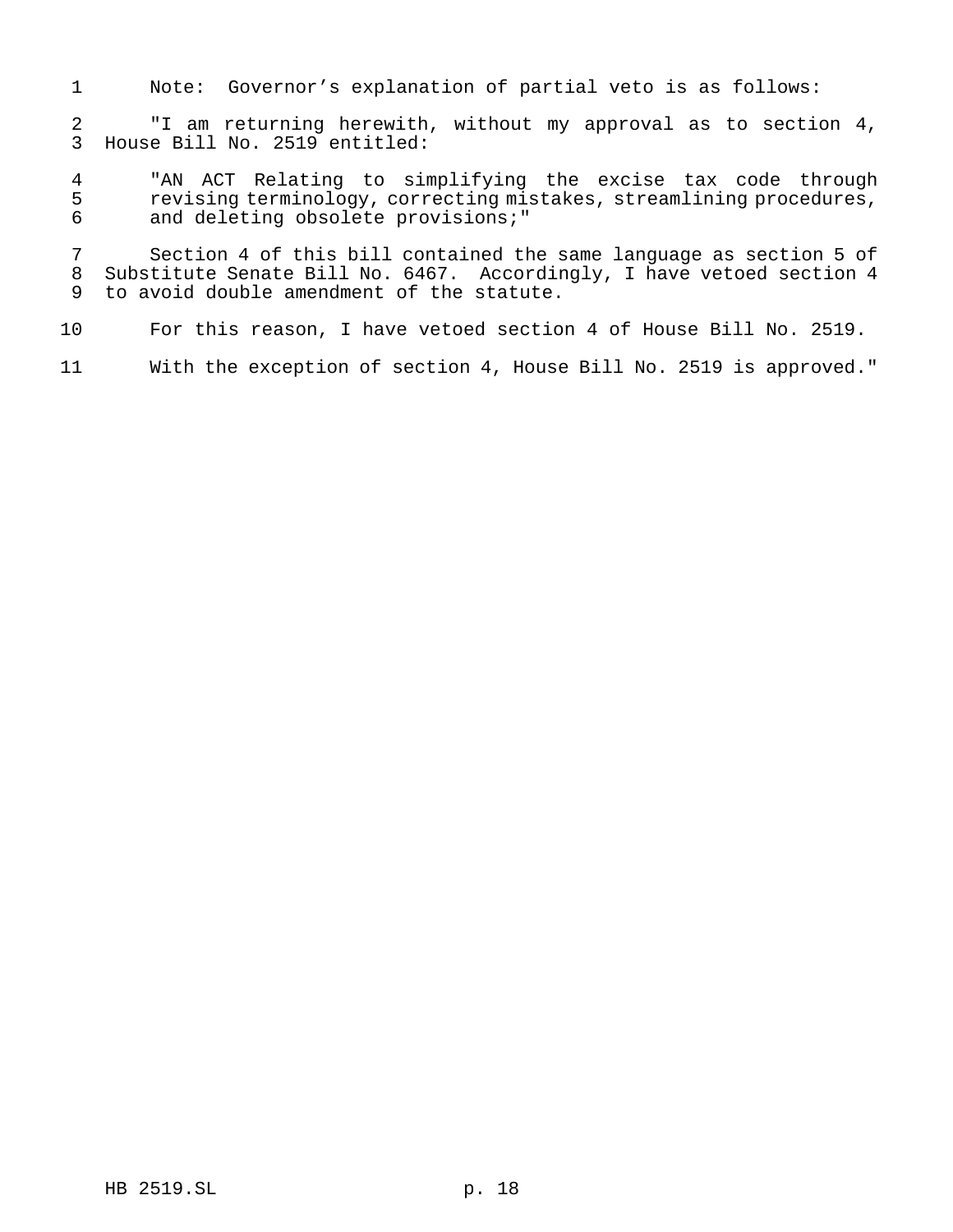Note: Governor's explanation of partial veto is as follows:

"I am returning herewith, without my approval as to section 4, House Bill No. 2519 entitled:

"AN ACT Relating to simplifying the excise tax code through revising terminology, correcting mistakes, streamlining procedures, and deleting obsolete provisions;"

Section 4 of this bill contained the same language as section 5 of Substitute Senate Bill No. 6467. Accordingly, I have vetoed section 4 to avoid double amendment of the statute.

For this reason, I have vetoed section 4 of House Bill No. 2519.

With the exception of section 4, House Bill No. 2519 is approved."